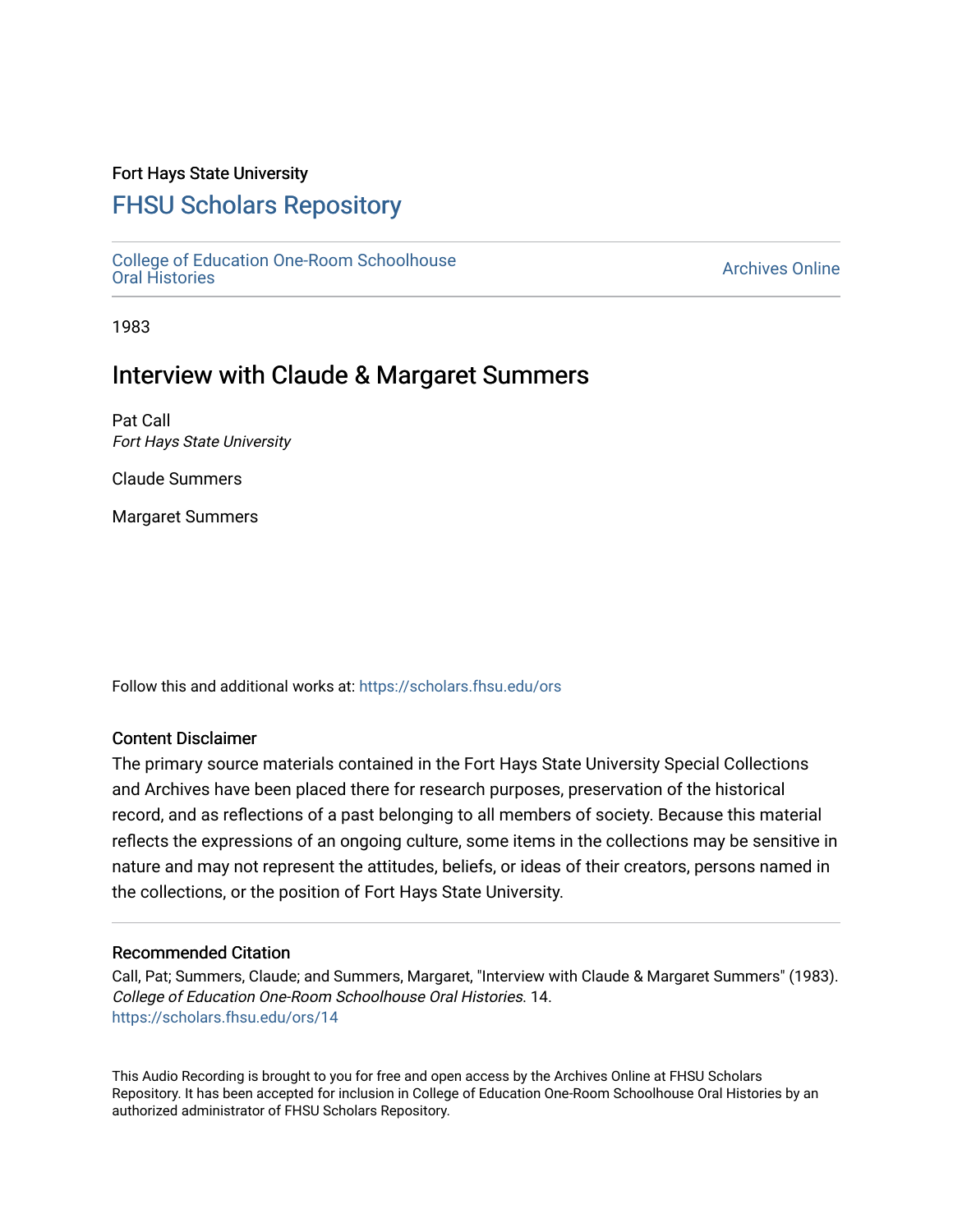Fort Hays State University

# FHSU Scholars Repository

College of Education One-Room Schoolhouse Oral Histories

Archives Online

1983

## Interview with Claude & Margaret Summers

Pat Call
*Fort Hays State University*

Claude Summers

Margaret Summers

Follow this and additional works at: https://scholars.fhsu.edu/ors

### Content Disclaimer

The primary source materials contained in the Fort Hays State University Special Collections and Archives have been placed there for research purposes, preservation of the historical record, and as reflections of a past belonging to all members of society. Because this material reflects the expressions of an ongoing culture, some items in the collections may be sensitive in nature and may not represent the attitudes, beliefs, or ideas of their creators, persons named in the collections, or the position of Fort Hays State University.

### Recommended Citation

Call, Pat; Summers, Claude; and Summers, Margaret, "Interview with Claude & Margaret Summers" (1983). *College of Education One-Room Schoolhouse Oral Histories*. 14.
https://scholars.fhsu.edu/ors/14

This Audio Recording is brought to you for free and open access by the Archives Online at FHSU Scholars Repository. It has been accepted for inclusion in College of Education One-Room Schoolhouse Oral Histories by an authorized administrator of FHSU Scholars Repository.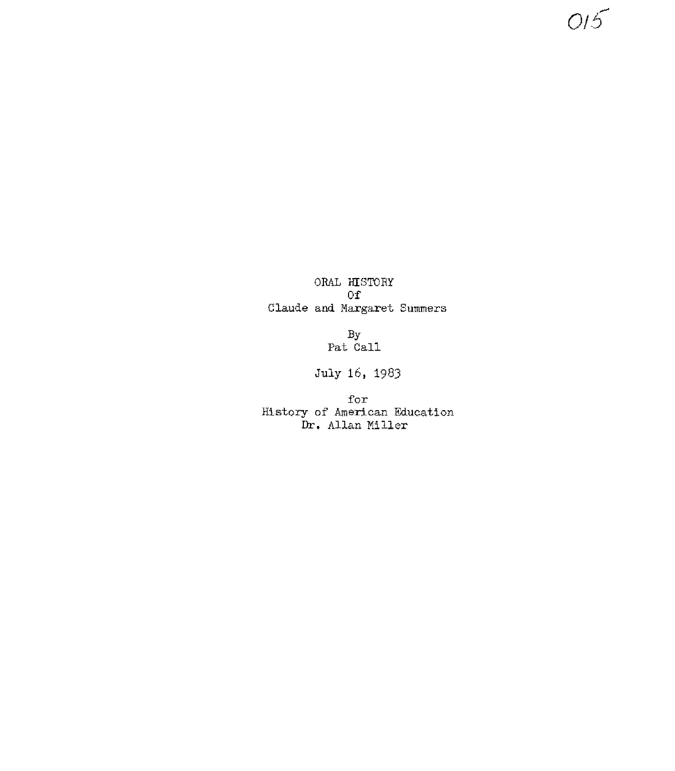ORAL HISTORY
Of
Claude and Margaret Summers

By
Pat Call

July 16, 1983

for
History of American Education
Dr. Allan Miller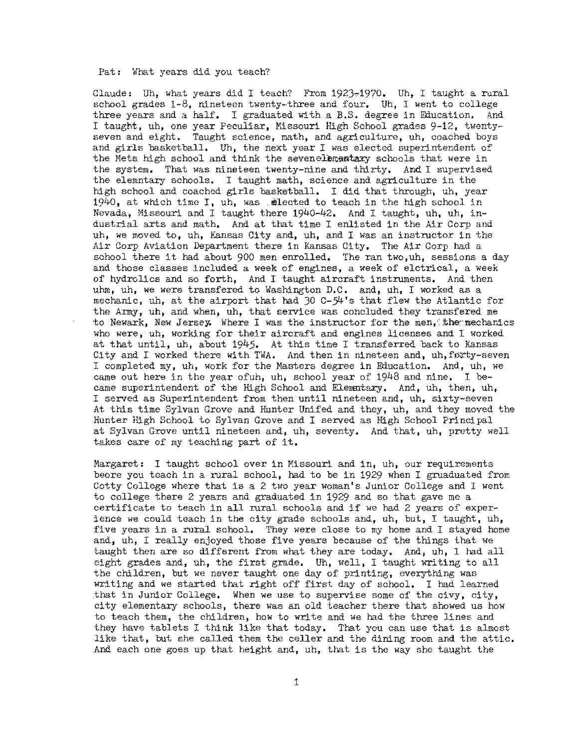Pat: What years did you teach?

Claude: Uh, what years did I teach? From 1923-1970. Uh, I taught a rural school grades 1-8, nineteen twenty-three and four. Uh, I went to college three years and a half. I graduated with a B.S. degree in Education. And I taught, uh, one year Peculiar, Missouri High School grades 9-12, twenty-seven and eight. Taught science, math, and agriculture, uh, coached boys and girls basketball. Uh, the next year I was elected superintendent of the Mets high school and think the sevenelementary schools that were in the system. That was nineteen twenty-nine and thirty. And I supervised the elemntary schools. I taught math, science and agriculture in the high school and coached girls basketball. I did that through, uh, year 1940, at which time I, uh, was elected to teach in the high school in Nevada, Missouri and I taught there 1940-42. And I taught, uh, uh, industrial arts and math. And at that time I enlisted in the Air Corp and uh, we moved to, uh, Kansas City and, uh, and I was an instructor in the Air Corp Aviation Department there in Kansas City. The Air Corp had a school there it had about 900 men enrolled. The ran two,uh, sessions a day and those classes included a week of engines, a week of elctrical, a week of hydrolics and so forth, And I taught aircraft instruments. And then uhm, uh, we were transfered to Washington D.C. and, uh, I worked as a mechanic, uh, at the airport that had 30 C-54's that flew the Atlantic for the Army, uh, and when, uh, that service was concluded they transfered me to Newark, New Jersey. Where I was the instructor for the men, the mechanics who were, uh, working for their aircraft and engines licenses and I worked at that until, uh, about 1945. At this time I transferred back to Kansas City and I worked there with TWA. And then in nineteen and, uh,forty-seven I completed my, uh, work for the Masters degree in Education. And, uh, we came out here in the year ofuh, uh, school year of 1948 and nine. I became superintendent of the High School and Elementary. And, uh, then, uh, I served as Superintendent from then until nineteen and, uh, sixty-seven At this time Sylvan Grove and Hunter Unifed and they, uh, and they moved the Hunter High School to Sylvan Grove and I served as High School Principal at Sylvan Grove until nineteen and, uh, seventy. And that, uh, pretty well takes care of my teaching part of it.

Margaret: I taught school over in Missouri and in, uh, our requirements beore you teach in a rural school, had to be in 1929 when I gruaduated from Cotty College where that is a 2 two year woman's Junior College and I went to college there 2 years and graduated in 1929 and so that gave me a certificate to teach in all rural schools and if we had 2 years of experience we could teach in the city grade schools and, uh, but, I taught, uh, five years in a rural school. They were close to my home and I stayed home and, uh, I really enjoyed those five years because of the things that we taught then are so different from what they are today. And, uh, I had all eight grades and, uh, the first grade. Uh, well, I taught writing to all the children, but we never taught one day of printing, everything was writing and we started that right off first day of school. I had learned that in Junior College. When we use to supervise some of the civy, city, city elementary schools, there was an old teacher there that showed us how to teach them, the children, how to write and we had the three lines and they have tablets I think like that today. That you can use that is almost like that, but she called them the celler and the dining room and the attic. And each one goes up that height and, uh, that is the way she taught the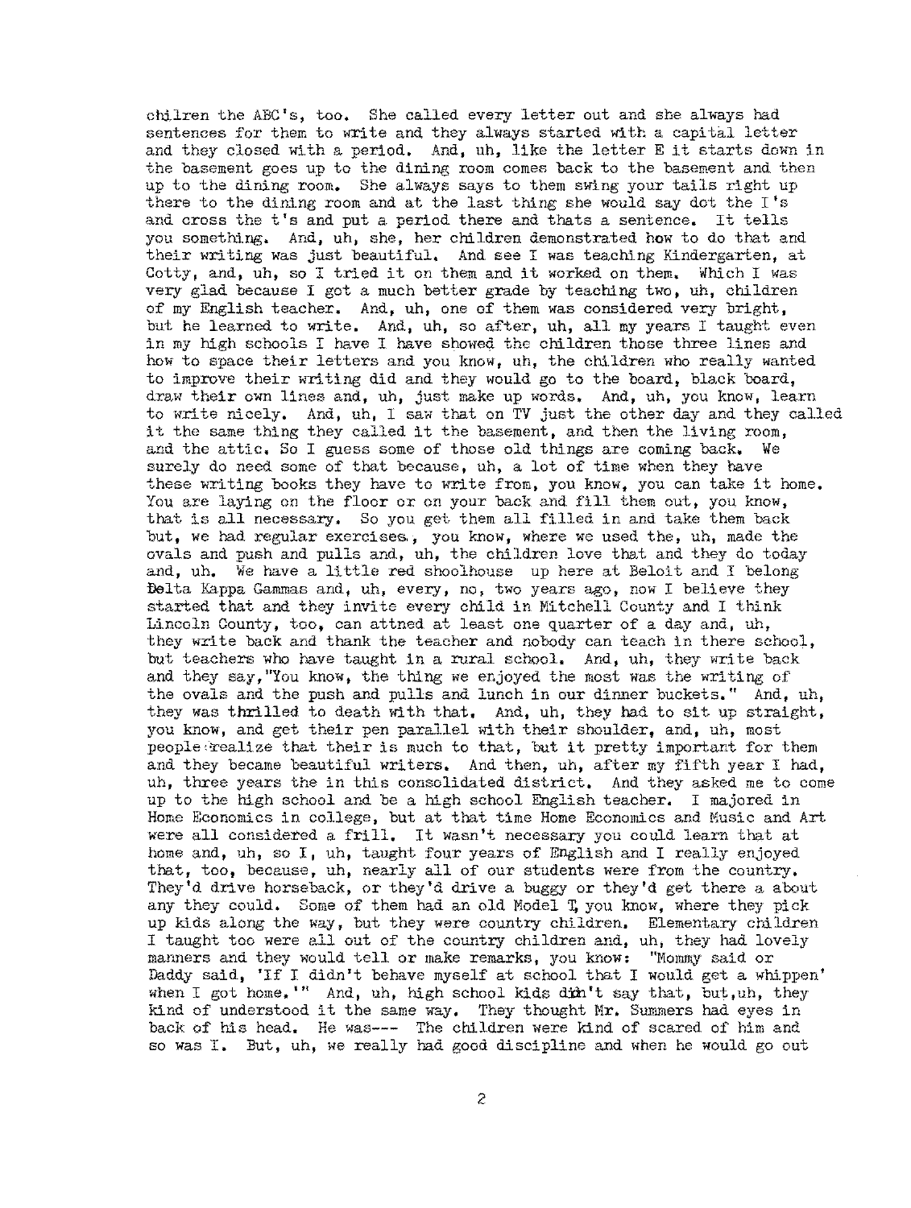chilren the ABC's, too. She called every letter out and she always had sentences for them to write and they always started with a capital letter and they closed with a period. And, uh, like the letter E it starts down in the basement goes up to the dining room comes back to the basement and then up to the dining room. She always says to them swing your tails right up there to the dining room and at the last thing she would say dot the I's and cross the t's and put a period there and thats a sentence. It tells you something. And, uh, she, her children demonstrated how to do that and their writing was just beautiful. And see I was teaching Kindergarten, at Cotty, and, uh, so I tried it on them and it worked on them. Which I was very glad because I got a much better grade by teaching two, uh, children of my English teacher. And, uh, one of them was considered very bright, but he learned to write. And, uh, so after, uh, all my years I taught even in my high schools I have I have showed the children those three lines and how to space their letters and you know, uh, the children who really wanted to improve their writing did and they would go to the board, black board, draw their own lines and, uh, just make up words. And, uh, you know, learn to write nicely. And, uh, I saw that on TV just the other day and they called it the same thing they called it the basement, and then the living room, and the attic. So I guess some of those old things are coming back. We surely do need some of that because, uh, a lot of time when they have these writing books they have to write from, you know, you can take it home. You are laying on the floor or on your back and fill them out, you know, that is all necessary. So you get them all filled in and take them back but, we had regular exercises, you know, where we used the, uh, made the ovals and push and pulls and, uh, the children love that and they do today and, uh. We have a little red shoolhouse up here at Beloit and I belong Delta Kappa Gammas and, uh, every, no, two years ago, now I believe they started that and they invite every child in Mitchell County and I think Lincoln County, too, can attned at least one quarter of a day and, uh, they write back and thank the teacher and nobody can teach in there school, but teachers who have taught in a rural school. And, uh, they write back and they say,"You know, the thing we enjoyed the most was the writing of the ovals and the push and pulls and lunch in our dinner buckets." And, uh, they was thrilled to death with that. And, uh, they had to sit up straight, you know, and get their pen parallel with their shoulder, and, uh, most people realize that their is much to that, but it pretty important for them and they became beautiful writers. And then, uh, after my fifth year I had, uh, three years the in this consolidated district. And they asked me to come up to the high school and be a high school English teacher. I majored in Home Economics in college, but at that time Home Economics and Music and Art were all considered a frill. It wasn't necessary you could learn that at home and, uh, so I, uh, taught four years of English and I really enjoyed that, too, because, uh, nearly all of our students were from the country. They'd drive horseback, or they'd drive a buggy or they'd get there a about any they could. Some of them had an old Model T, you know, where they pick up kids along the way, but they were country children. Elementary children I taught too were all out of the country children and, uh, they had lovely manners and they would tell or make remarks, you know: "Mommy said or Daddy said, 'If I didn't behave myself at school that I would get a whippen' when I got home.'" And, uh, high school kids didn't say that, but,uh, they kind of understood it the same way. They thought Mr. Summers had eyes in back of his head. He was--- The children were kind of scared of him and so was I. But, uh, we really had good discipline and when he would go out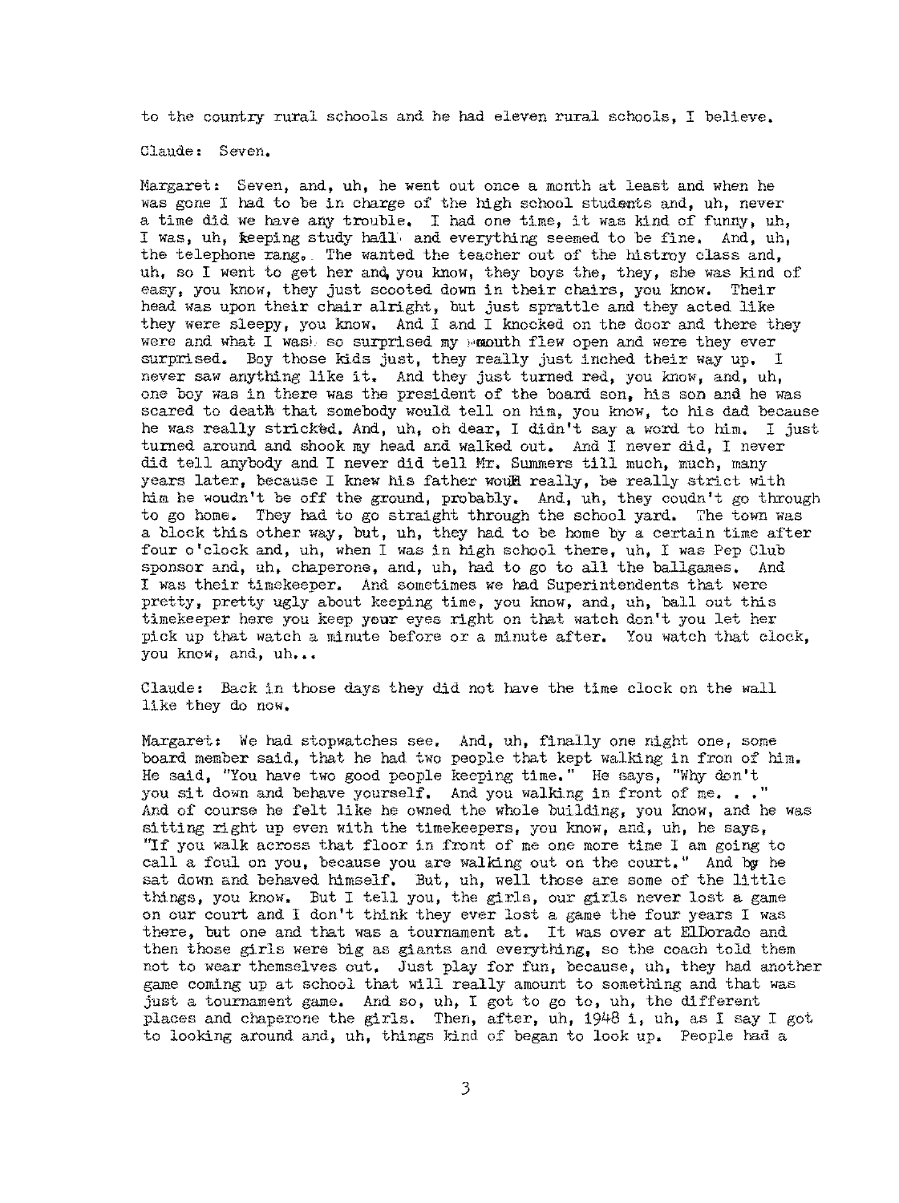to the country rural schools and he had eleven rural schools, I believe.

Claude: Seven.

Margaret: Seven, and, uh, he went out once a month at least and when he was gone I had to be in charge of the high school students and, uh, never a time did we have any trouble. I had one time, it was kind of funny, uh, I was, uh, keeping study hall and everything seemed to be fine. And, uh, the telephone rang. The wanted the teacher out of the histroy class and, uh, so I went to get her and, you know, they boys the, they, she was kind of easy, you know, they just scooted down in their chairs, you know. Their head was upon their chair alright, but just sprattle and they acted like they were sleepy, you know. And I and I knocked on the door and there they were and what I was so surprised my mouth flew open and were they ever surprised. Boy those kids just, they really just inched their way up. I never saw anything like it. And they just turned red, you know, and, uh, one boy was in there was the president of the board son, his son and he was scared to death that somebody would tell on him, you know, to his dad because he was really stricked. And, uh, oh dear, I didn't say a word to him. I just turned around and shook my head and walked out. And I never did, I never did tell anybody and I never did tell Mr. Summers till much, much, many years later, because I knew his father would really, be really strict with him he woudn't be off the ground, probably. And, uh, they coudn't go through to go home. They had to go straight through the school yard. The town was a block this other way, but, uh, they had to be home by a certain time after four o'clock and, uh, when I was in high school there, uh, I was Pep Club sponsor and, uh, chaperone, and, uh, had to go to all the ballgames. And I was their timekeeper. And sometimes we had Superintendents that were pretty, pretty ugly about keeping time, you know, and, uh, ball out this timekeeper here you keep your eyes right on that watch don't you let her pick up that watch a minute before or a minute after. You watch that clock, you know, and, uh...

Claude: Back in those days they did not have the time clock on the wall like they do now.

Margaret: We had stopwatches see. And, uh, finally one night one, some board member said, that he had two people that kept walking in fron of him. He said, "You have two good people keeping time." He says, "Why don't you sit down and behave yourself. And you walking in front of me. . ." And of course he felt like he owned the whole building, you know, and he was sitting right up even with the timekeepers, you know, and, uh, he says, "If you walk across that floor in front of me one more time I am going to call a foul on you, because you are walking out on the court." And by he sat down and behaved himself. But, uh, well those are some of the little things, you know. But I tell you, the girls, our girls never lost a game on our court and I don't think they ever lost a game the four years I was there, but one and that was a tournament at. It was over at ElDorado and then those girls were big as giants and everything, so the coach told them not to wear themselves out. Just play for fun, because, uh, they had another game coming up at school that will really amount to something and that was just a tournament game. And so, uh, I got to go to, uh, the different places and chaperone the girls. Then, after, uh, 1948 i, uh, as I say I got to looking around and, uh, things kind of began to look up. People had a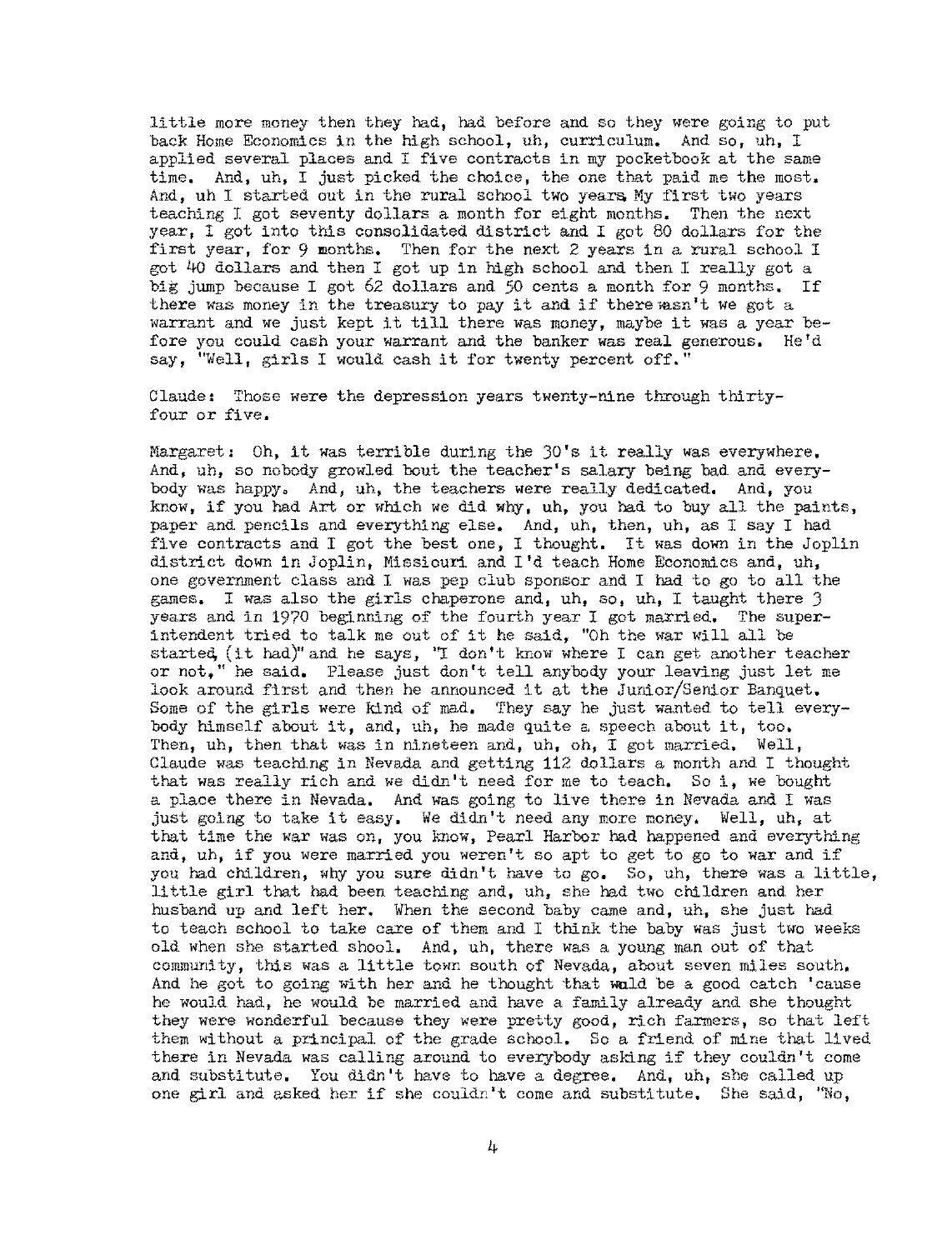little more money then they had, had before and so they were going to put back Home Economics in the high school, uh, curriculum. And so, uh, I applied several places and I five contracts in my pocketbook at the same time. And, uh, I just picked the choice, the one that paid me the most. And, uh I started out in the rural school two years My first two years teaching I got seventy dollars a month for eight months. Then the next year, I got into this consolidated district and I got 80 dollars for the first year, for 9 months. Then for the next 2 years in a rural school I got 40 dollars and then I got up in high school and then I really got a big jump because I got 62 dollars and 50 cents a month for 9 months. If there was money in the treasury to pay it and if there wasn't we got a warrant and we just kept it till there was money, maybe it was a year before you could cash your warrant and the banker was real generous. He'd say, "Well, girls I would cash it for twenty percent off."

Claude: Those were the depression years twenty-nine through thirty-four or five.

Margaret: Oh, it was terrible during the 30's it really was everywhere. And, uh, so nobody growled bout the teacher's salary being bad and everybody was happy. And, uh, the teachers were really dedicated. And, you know, if you had Art or which we did why, uh, you had to buy all the paints, paper and pencils and everything else. And, uh, then, uh, as I say I had five contracts and I got the best one, I thought. It was down in the Joplin district down in Joplin, Missiouri and I'd teach Home Economics and, uh, one government class and I was pep club sponsor and I had to go to all the games. I was also the girls chaperone and, uh, so, uh, I taught there 3 years and in 1970 beginning of the fourth year I got married. The superintendent tried to talk me out of it he said, "Oh the war will all be started (it had)" and he says, "I don't know where I can get another teacher or not," he said. Please just don't tell anybody your leaving just let me look around first and then he announced it at the Junior/Senior Banquet. Some of the girls were kind of mad. They say he just wanted to tell everybody himself about it, and, uh, he made quite a speech about it, too. Then, uh, then that was in nineteen and, uh, oh, I got married. Well, Claude was teaching in Nevada and getting 112 dollars a month and I thought that was really rich and we didn't need for me to teach. So i, we bought a place there in Nevada. And was going to live there in Nevada and I was just going to take it easy. We didn't need any more money. Well, uh, at that time the war was on, you know, Pearl Harbor had happened and everything and, uh, if you were married you weren't so apt to get to go to war and if you had children, why you sure didn't have to go. So, uh, there was a little, little girl that had been teaching and, uh, she had two children and her husband up and left her. When the second baby came and, uh, she just had to teach school to take care of them and I think the baby was just two weeks old when she started shool. And, uh, there was a young man out of that community, this was a little town south of Nevada, about seven miles south. And he got to going with her and he thought that wuld be a good catch 'cause he would had, he would be married and have a family already and she thought they were wonderful because they were pretty good, rich farmers, so that left them without a principal of the grade school. So a friend of mine that lived there in Nevada was calling around to everybody asking if they couldn't come and substitute. You didn't have to have a degree. And, uh, she called up one girl and asked her if she couldn't come and substitute. She said, "No,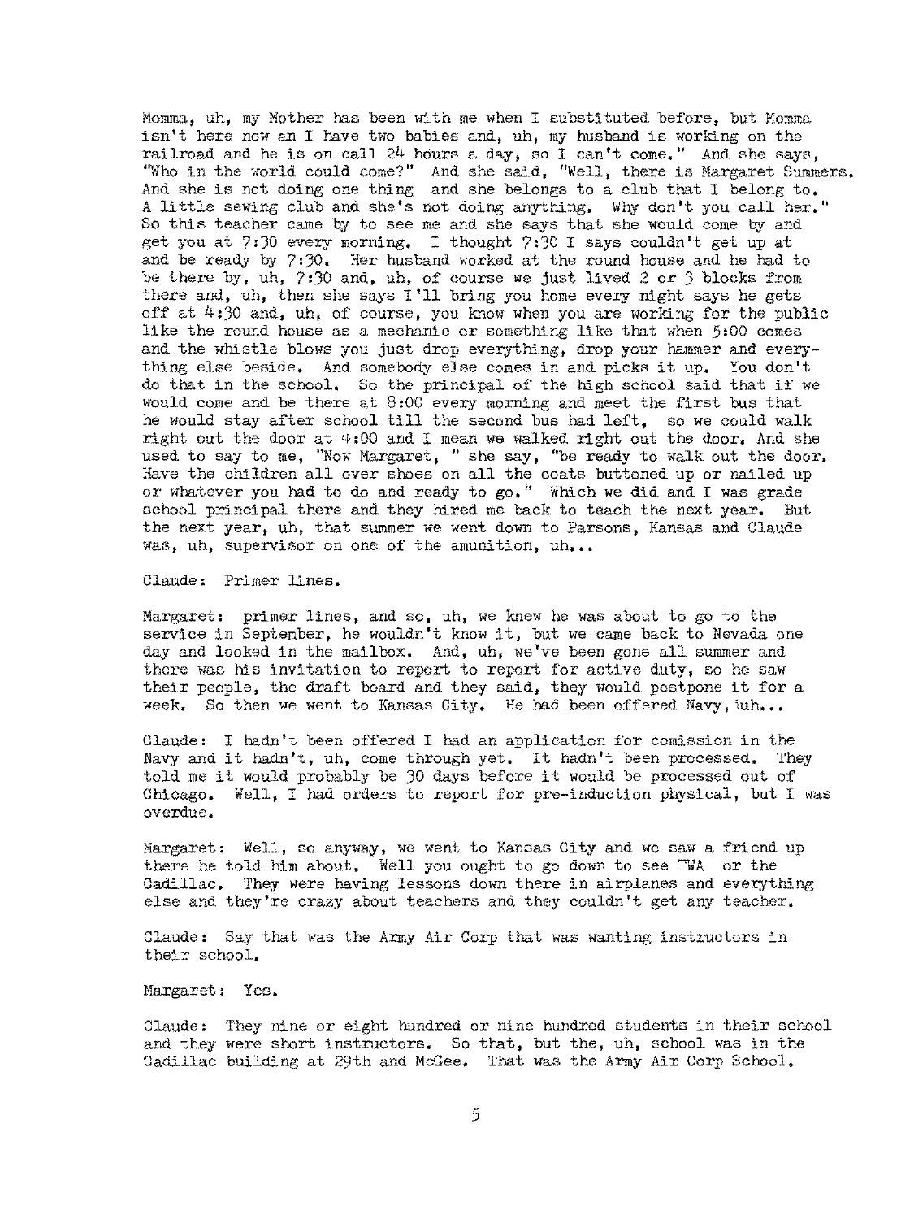Momma, uh, my Mother has been with me when I substituted before, but Momma isn't here now an I have two babies and, uh, my husband is working on the railroad and he is on call 24 hours a day, so I can't come." And she says, "Who in the world could come?" And she said, "Well, there is Margaret Summers. And she is not doing one thing and she belongs to a club that I belong to. A little sewing club and she's not doing anything. Why don't you call her." So this teacher came by to see me and she says that she would come by and get you at 7:30 every morning. I thought 7:30 I says couldn't get up at and be ready by 7:30. Her husband worked at the round house and he had to be there by, uh, 7:30 and, uh, of course we just lived 2 or 3 blocks from there and, uh, then she says I'll bring you home every night says he gets off at 4:30 and, uh, of course, you know when you are working for the public like the round house as a mechanic or something like that when 5:00 comes and the whistle blows you just drop everything, drop your hammer and everything else beside. And somebody else comes in and picks it up. You don't do that in the school. So the principal of the high school said that if we would come and be there at 8:00 every morning and meet the first bus that he would stay after school till the second bus had left, so we could walk right out the door at 4:00 and I mean we walked right out the door. And she used to say to me, "Now Margaret, " she say, "be ready to walk out the door. Have the children all over shoes on all the coats buttoned up or nailed up or whatever you had to do and ready to go." Which we did and I was grade school principal there and they hired me back to teach the next year. But the next year, uh, that summer we went down to Parsons, Kansas and Claude was, uh, supervisor on one of the amunition, uh...

Claude: Primer lines.

Margaret: primer lines, and so, uh, we knew he was about to go to the service in September, he wouldn't know it, but we came back to Nevada one day and looked in the mailbox. And, uh, we've been gone all summer and there was his invitation to report to report for active duty, so he saw their people, the draft board and they said, they would postpone it for a week. So then we went to Kansas City. He had been offered Navy, uh...

Claude: I hadn't been offered I had an application for comission in the Navy and it hadn't, uh, come through yet. It hadn't been processed. They told me it would probably be 30 days before it would be processed out of Chicago. Well, I had orders to report for pre-induction physical, but I was overdue.

Margaret: Well, so anyway, we went to Kansas City and we saw a friend up there he told him about. Well you ought to go down to see TWA or the Cadillac. They were having lessons down there in airplanes and everything else and they're crazy about teachers and they couldn't get any teacher.

Claude: Say that was the Army Air Corp that was wanting instructors in their school.

Margaret: Yes.

Claude: They nine or eight hundred or nine hundred students in their school and they were short instructors. So that, but the, uh, school was in the Cadillac building at 29th and McGee. That was the Army Air Corp School.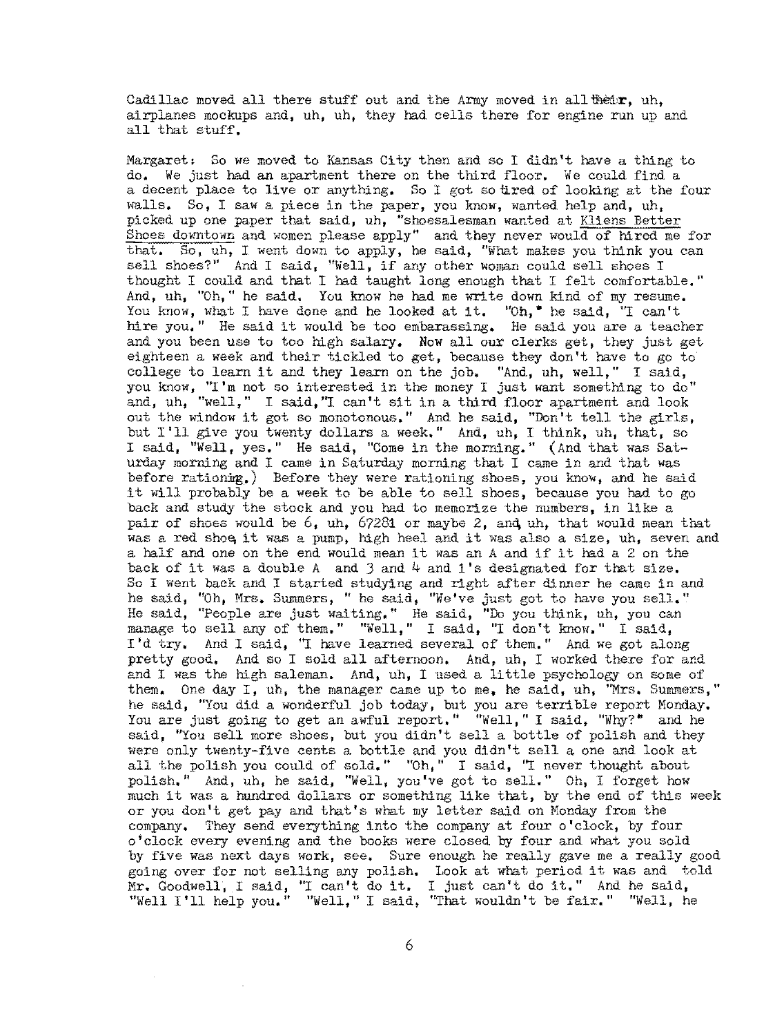Cadillac moved all there stuff out and the Army moved in all their, uh, airplanes mockups and, uh, uh, they had cells there for engine run up and all that stuff.

Margaret: So we moved to Kansas City then and so I didn't have a thing to do. We just had an apartment there on the third floor. We could find a a decent place to live or anything. So I got so tired of looking at the four walls. So, I saw a piece in the paper, you know, wanted help and, uh, picked up one paper that said, uh, "shoesalesman wanted at Kliens Better Shoes downtown and women please apply" and they never would of hired me for that. So, uh, I went down to apply, he said, "What makes you think you can sell shoes?" And I said, "Well, if any other woman could sell shoes I thought I could and that I had taught long enough that I felt comfortable." And, uh, "Oh," he said. You know he had me write down kind of my resume. You know, what I have done and he looked at it. "Oh," he said, "I can't hire you." He said it would be too embarassing. He said you are a teacher and you been use to too high salary. Now all our clerks get, they just get eighteen a week and their tickled to get, because they don't have to go to college to learn it and they learn on the job. "And, uh, well," I said, you know, "I'm not so interested in the money I just want something to do" and, uh, "well," I said, "I can't sit in a third floor apartment and look out the window it got so monotonous." And he said, "Don't tell the girls, but I'll give you twenty dollars a week." And, uh, I think, uh, that, so I said, "Well, yes." He said, "Come in the morning." (And that was Saturday morning and I came in Saturday morning that I came in and that was before rationing.) Before they were rationing shoes, you know, and he said it will probably be a week to be able to sell shoes, because you had to go back and study the stock and you had to memorize the numbers, in like a pair of shoes would be 6, uh, 67281 or maybe 2, and uh, that would mean that was a red shoe it was a pump, high heel and it was also a size, uh, seven and a half and one on the end would mean it was an A and if it had a 2 on the back of it was a double A and 3 and 4 and 1's designated for that size. So I went back and I started studying and right after dinner he came in and he said, "Oh, Mrs. Summers, " he said, "We've just got to have you sell." He said, "People are just waiting." He said, "Do you think, uh, you can manage to sell any of them." "Well," I said, "I don't know." I said, I'd try. And I said, "I have learned several of them." And we got along pretty good. And so I sold all afternoon. And, uh, I worked there for and and I was the high saleman. And, uh, I used a little psychology on some of them. One day I, uh, the manager came up to me, he said, uh, "Mrs. Summers," he said, "You did a wonderful job today, but you are terrible report Monday. You are just going to get an awful report." "Well," I said, "Why?" and he said, "You sell more shoes, but you didn't sell a bottle of polish and they were only twenty-five cents a bottle and you didn't sell a one and look at all the polish you could of sold." "Oh," I said, "I never thought about polish." And, uh, he said, "Well, you've got to sell." Oh, I forget how much it was a hundred dollars or something like that, by the end of this week or you don't get pay and that's what my letter said on Monday from the company. They send everything into the company at four o'clock, by four o'clock every evening and the books were closed by four and what you sold by five was next days work, see. Sure enough he really gave me a really good going over for not selling any polish. Look at what period it was and told Mr. Goodwell, I said, "I can't do it. I just can't do it." And he said, "Well I'll help you." "Well," I said, "That wouldn't be fair." "Well, he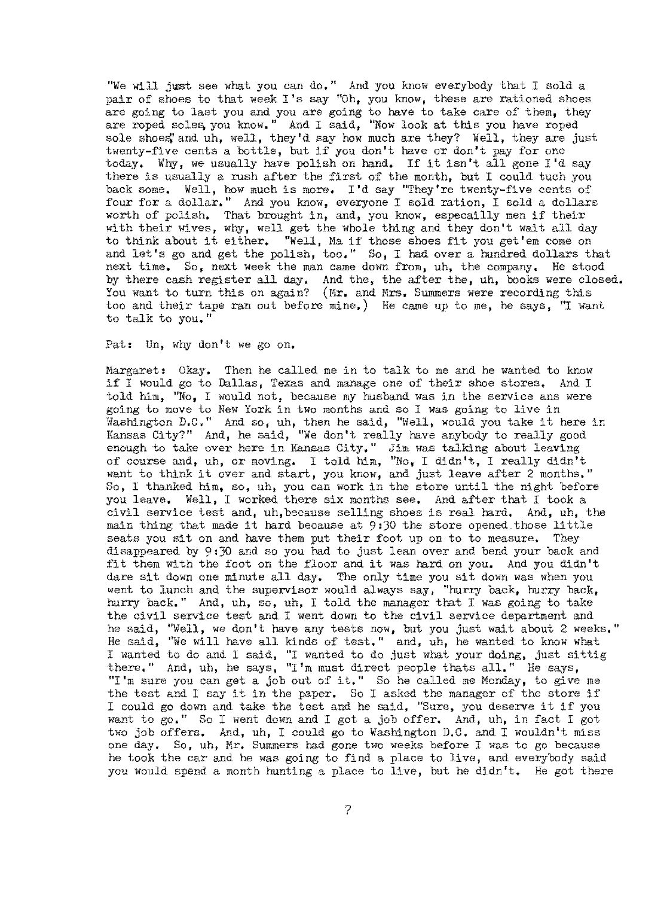"We will just see what you can do." And you know everybody that I sold a pair of shoes to that week I's say "Oh, you know, these are rationed shoes are going to last you and you are going to have to take care of them, they are roped soles, you know." And I said, "Now look at this you have roped sole shoes" and uh, well, they'd say how much are they? Well, they are just twenty-five cents a bottle, but if you don't have or don't pay for one today. Why, we usually have polish on hand. If it isn't all gone I'd say there is usually a rush after the first of the month, but I could tuch you back some. Well, how much is more. I'd say "They're twenty-five cents of four for a dollar." And you know, everyone I sold ration, I sold a dollars worth of polish. That brought in, and, you know, especailly men if their with their wives, why, well get the whole thing and they don't wait all day to think about it either. "Well, Ma if those shoes fit you get'em come on and let's go and get the polish, too." So, I had over a hundred dollars that next time. So, next week the man came down from, uh, the company. He stood by there cash register all day. And the, the after the, uh, books were closed. You want to turn this on again? (Mr. and Mrs. Summers were recording this too and their tape ran out before mine.) He came up to me, he says, "I want to talk to you."

Pat: Un, why don't we go on.

Margaret: Okay. Then he called me in to talk to me and he wanted to know if I would go to Dallas, Texas and manage one of their shoe stores. And I told him, "No, I would not, because my husband was in the service ans were going to move to New York in two months and so I was going to live in Washington D.C." And so, uh, then he said, "Well, would you take it here in Kansas City?" And, he said, "We don't really have anybody to really good enough to take over here in Kansas City." Jim was talking about leaving of course and, uh, or moving. I told him, "No, I didn't, I really didn't want to think it over and start, you know, and just leave after 2 months." So, I thanked him, so, uh, you can work in the store until the night before you leave. Well, I worked there six months see. And after that I took a civil service test and, uh, because selling shoes is real hard. And, uh, the main thing that made it hard because at 9:30 the store opened those little seats you sit on and have them put their foot up on to to measure. They disappeared by 9:30 and so you had to just lean over and bend your back and fit them with the foot on the floor and it was hard on you. And you didn't dare sit down one minute all day. The only time you sit down was when you went to lunch and the supervisor would always say, "hurry back, hurry back, hurry back." And, uh, so, uh, I told the manager that I was going to take the civil service test and I went down to the civil service department and he said, "Well, we don't have any tests now, but you just wait about 2 weeks." He said, "We will have all kinds of test." and, uh, he wanted to know what I wanted to do and I said, "I wanted to do just what your doing, just sittig there." And, uh, he says, "I'm must direct people thats all." He says, "I'm sure you can get a job out of it." So he called me Monday, to give me the test and I say it in the paper. So I asked the manager of the store if I could go down and take the test and he said, "Sure, you deserve it if you want to go." So I went down and I got a job offer. And, uh, in fact I got two job offers. And, uh, I could go to Washington D.C. and I wouldn't miss one day. So, uh, Mr. Summers had gone two weeks before I was to go because he took the car and he was going to find a place to live, and everybody said you would spend a month hunting a place to live, but he didn't. He got there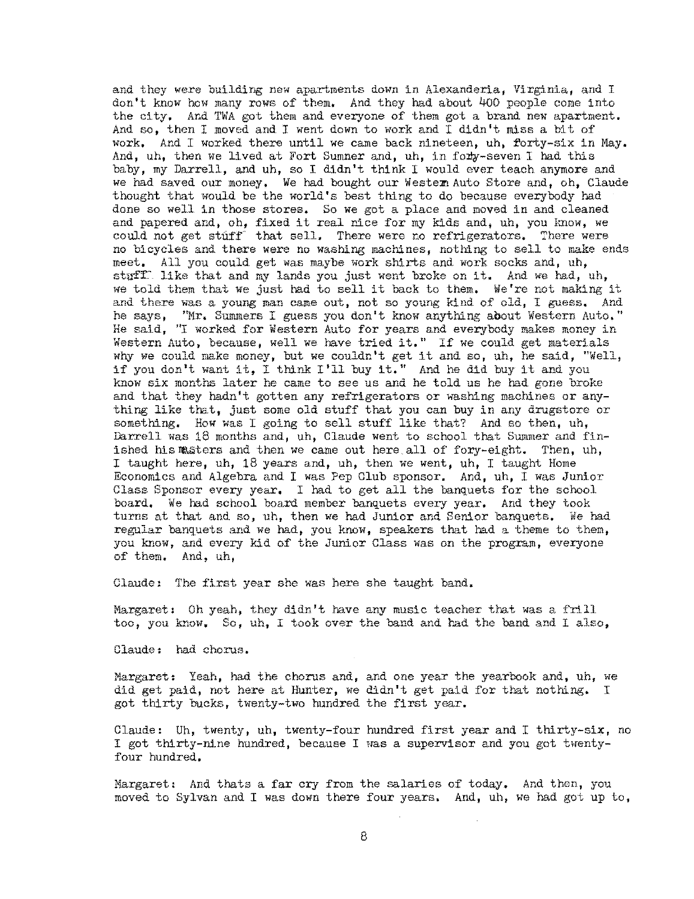and they were building new apartments down in Alexanderia, Virginia, and I don't know how many rows of them. And they had about 400 people come into the city. And TWA got them and everyone of them got a brand new apartment. And so, then I moved and I went down to work and I didn't miss a bit of work. And I worked there until we came back nineteen, uh, forty-six in May. And, uh, then we lived at Fort Sumner and, uh, in forty-seven I had this baby, my Darrell, and uh, so I didn't think I would ever teach anymore and we had saved our money. We had bought our Western Auto Store and, oh, Claude thought that would be the world's best thing to do because everybody had done so well in those stores. So we got a place and moved in and cleaned and papered and, oh, fixed it real nice for my kids and, uh, you know, we could not get stuff that sell. There were no refrigerators. There were no bicycles and there were no washing machines, nothing to sell to make ends meet. All you could get was maybe work shirts and work socks and, uh, stuff like that and my lands you just went broke on it. And we had, uh, we told them that we just had to sell it back to them. We're not making it and there was a young man came out, not so young kind of old, I guess. And he says, "Mr. Summers I guess you don't know anything about Western Auto." He said, "I worked for Western Auto for years and everybody makes money in Western Auto, because, well we have tried it." If we could get materials why we could make money, but we couldn't get it and so, uh, he said, "Well, if you don't want it, I think I'll buy it." And he did buy it and you know six months later he came to see us and he told us he had gone broke and that they hadn't gotten any refrigerators or washing machines or anything like that, just some old stuff that you can buy in any drugstore or something. How was I going to sell stuff like that? And so then, uh, Darrell was 18 months and, uh, Claude went to school that Summer and finished his masters and then we came out here all of fory-eight. Then, uh, I taught here, uh, 18 years and, uh, then we went, uh, I taught Home Economics and Algebra and I was Pep Club sponsor. And, uh, I was Junior Class Sponsor every year. I had to get all the banquets for the school board. We had school board member banquets every year. And they took turns at that and so, uh, then we had Junior and Senior banquets. We had regular banquets and we had, you know, speakers that had a theme to them, you know, and every kid of the Junior Class was on the program, everyone of them. And, uh,

Claude: The first year she was here she taught band.

Margaret: Oh yeah, they didn't have any music teacher that was a frill too, you know. So, uh, I took over the band and had the band and I also,

Claude: had chorus.

Margaret: Yeah, had the chorus and, and one year the yearbook and, uh, we did get paid, not here at Hunter, we didn't get paid for that nothing. I got thirty bucks, twenty-two hundred the first year.

Claude: Uh, twenty, uh, twenty-four hundred first year and I thirty-six, no I got thirty-nine hundred, because I was a supervisor and you got twenty-four hundred.

Margaret: And thats a far cry from the salaries of today. And then, you moved to Sylvan and I was down there four years. And, uh, we had got up to,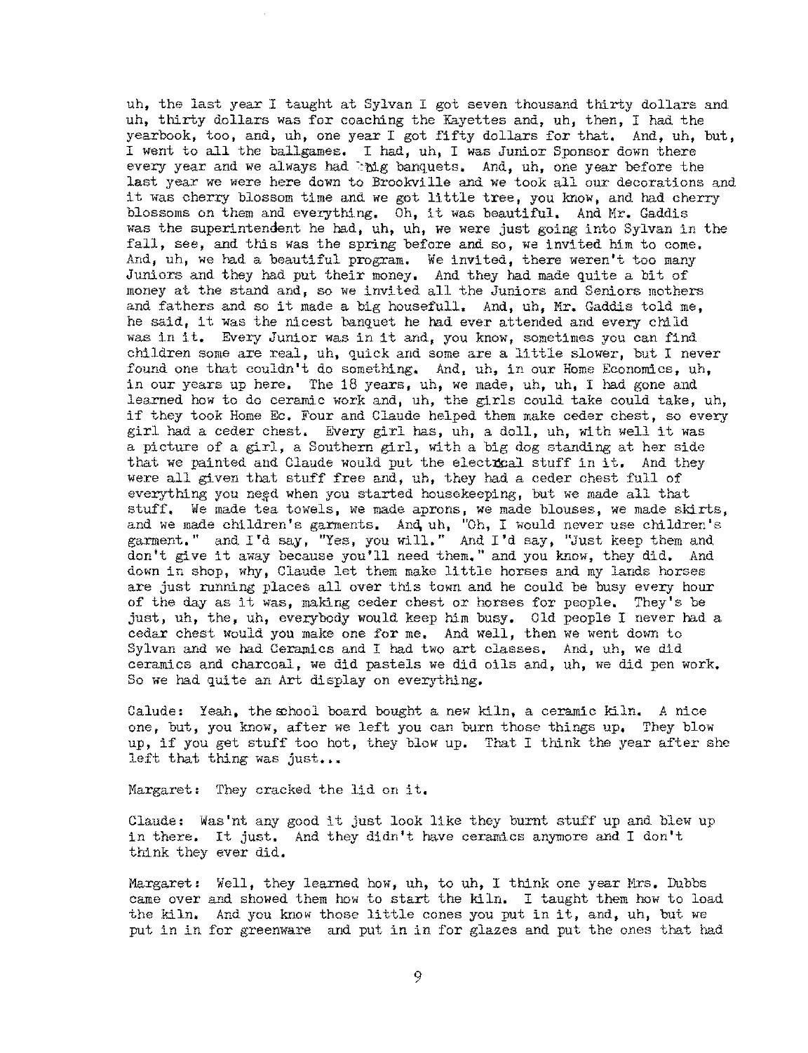uh, the last year I taught at Sylvan I got seven thousand thirty dollars and uh, thirty dollars was for coaching the Kayettes and, uh, then, I had the yearbook, too, and, uh, one year I got fifty dollars for that. And, uh, but, I went to all the ballgames. I had, uh, I was Junior Sponsor down there every year and we always had big banquets. And, uh, one year before the last year we were here down to Brookville and we took all our decorations and it was cherry blossom time and we got little tree, you know, and had cherry blossoms on them and everything. Oh, it was beautiful. And Mr. Gaddis was the superintendent he had, uh, uh, we were just going into Sylvan in the fall, see, and this was the spring before and so, we invited him to come. And, uh, we had a beautiful program. We invited, there weren't too many Juniors and they had put their money. And they had made quite a bit of money at the stand and, so we invited all the Juniors and Seniors mothers and fathers and so it made a big housefull. And, uh, Mr. Gaddis told me, he said, it was the nicest banquet he had ever attended and every child was in it. Every Junior was in it and, you know, sometimes you can find children some are real, uh, quick and some are a little slower, but I never found one that couldn't do something. And, uh, in our Home Economics, uh, in our years up here. The 18 years, uh, we made, uh, uh, I had gone and learned how to do ceramic work and, uh, the girls could take could take, uh, if they took Home Ec. Four and Claude helped them make ceder chest, so every girl had a ceder chest. Every girl has, uh, a doll, uh, with well it was a picture of a girl, a Southern girl, with a big dog standing at her side that we painted and Claude would put the electrical stuff in it. And they were all given that stuff free and, uh, they had a ceder chest full of everything you need when you started housekeeping, but we made all that stuff. We made tea towels, we made aprons, we made blouses, we made skirts, and we made children's garments. And, uh, "Oh, I would never use children's garment." and I'd say, "Yes, you will." And I'd say, "Just keep them and don't give it away because you'll need them." and you know, they did. And down in shop, why, Claude let them make little horses and my lands horses are just running places all over this town and he could be busy every hour of the day as it was, making ceder chest or horses for people. They's be just, uh, the, uh, everybody would keep him busy. Old people I never had a cedar chest would you make one for me. And well, then we went down to Sylvan and we had Ceramics and I had two art classes. And, uh, we did ceramics and charcoal, we did pastels we did oils and, uh, we did pen work. So we had quite an Art display on everything.

Calude: Yeah, the school board bought a new kiln, a ceramic kiln. A nice one, but, you know, after we left you can burn those things up. They blow up, if you get stuff too hot, they blow up. That I think the year after she left that thing was just...

Margaret: They cracked the lid on it.

Claude: Was'nt any good it just look like they burnt stuff up and blew up in there. It just. And they didn't have ceramics anymore and I don't think they ever did.

Margaret: Well, they learned how, uh, to uh, I think one year Mrs. Dubbs came over and showed them how to start the kiln. I taught them how to load the kiln. And you know those little cones you put in it, and, uh, but we put in in for greenware and put in in for glazes and put the ones that had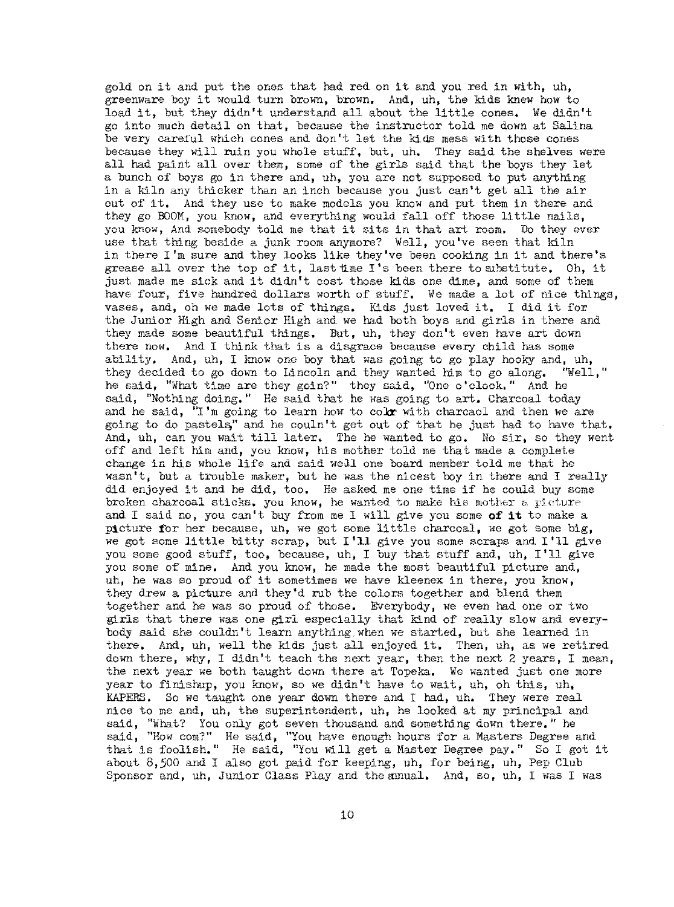gold on it and put the ones that had red on it and you red in with, uh, greenware boy it would turn brown, brown. And, uh, the kids knew how to load it, but they didn't understand all about the little cones. We didn't go into much detail on that, because the instructor told me down at Salina be very careful which cones and don't let the kids mess with those cones because they will ruin you whole stuff, but, uh. They said the shelves were all had paint all over them, some of the girls said that the boys they let a bunch of boys go in there and, uh, you are not supposed to put anything in a kiln any thicker than an inch because you just can't get all the air out of it. And they use to make models you know and put them in there and they go BOOM, you know, and everything would fall off those little nails, you know, And somebody told me that it sits in that art room. Do they ever use that thing beside a junk room anymore? Well, you've seen that kiln in there I'm sure and they looks like they've been cooking in it and there's grease all over the top of it, last time I's been there to substitute. Oh, it just made me sick and it didn't cost those kids one dime, and some of them have four, five hundred dollars worth of stuff. We made a lot of nice things, vases, and, oh we made lots of things. Kids just loved it. I did it for the Junior High and Senior High and we had both boys and girls in there and they made some beautiful things. But, uh, they don't even have art down there now. And I think that is a disgrace because every child has some ability. And, uh, I know one boy that was going to go play hooky and, uh, they decided to go down to Lincoln and they wanted him to go along. "Well," he said, "What time are they goin?" they said, "One o'clock." And he said, "Nothing doing." He said that he was going to art. Charcoal today and he said, "I'm going to learn how to color with charcaol and then we are going to do pastels," and he couln't get out of that he just had to have that. And, uh, can you wait till later. The he wanted to go. No sir, so they went off and left him and, you know, his mother told me that made a complete change in his whole life and said well one board member told me that he wasn't, but a trouble maker, but he was the nicest boy in there and I really did enjoyed it and he did, too. He asked me one time if he could buy some broken charcoal sticks. you know, he wanted to make his mother a picture and I said no, you can't buy from me I will give you some of it to make a picture for her because, uh, we got some little charcoal, we got some big, we got some little bitty scrap, but I'll give you some scraps and I'll give you some good stuff, too, because, uh, I buy that stuff and, uh, I'll give you some of mine. And you know, he made the most beautiful picture and, uh, he was so proud of it sometimes we have kleenex in there, you know, they drew a picture and they'd rub the colors together and blend them together and he was so proud of those. Everybody, we even had one or two girls that there was one girl especially that kind of really slow and everybody said she couldn't learn anything when we started, but she learned in there. And, uh, well the kids just all enjoyed it. Then, uh, as we retired down there, why, I didn't teach the next year, then the next 2 years, I mean, the next year we both taught down there at Topeka. We wanted just one more year to finishup, you know, so we didn't have to wait, uh, oh this, uh, KAPERS. So we taught one year down there and I had, uh. They were real nice to me and, uh, the superintendent, uh, he looked at my principal and said, "What? You only got seven thousand and something down there." he said, "How com?" He said, "You have enough hours for a Masters Degree and that is foolish." He said, "You will get a Master Degree pay." So I got it about 8,500 and I also got paid for keeping, uh, for being, uh, Pep Club Sponsor and, uh, Junior Class Play and the annual. And, so, uh, I was I was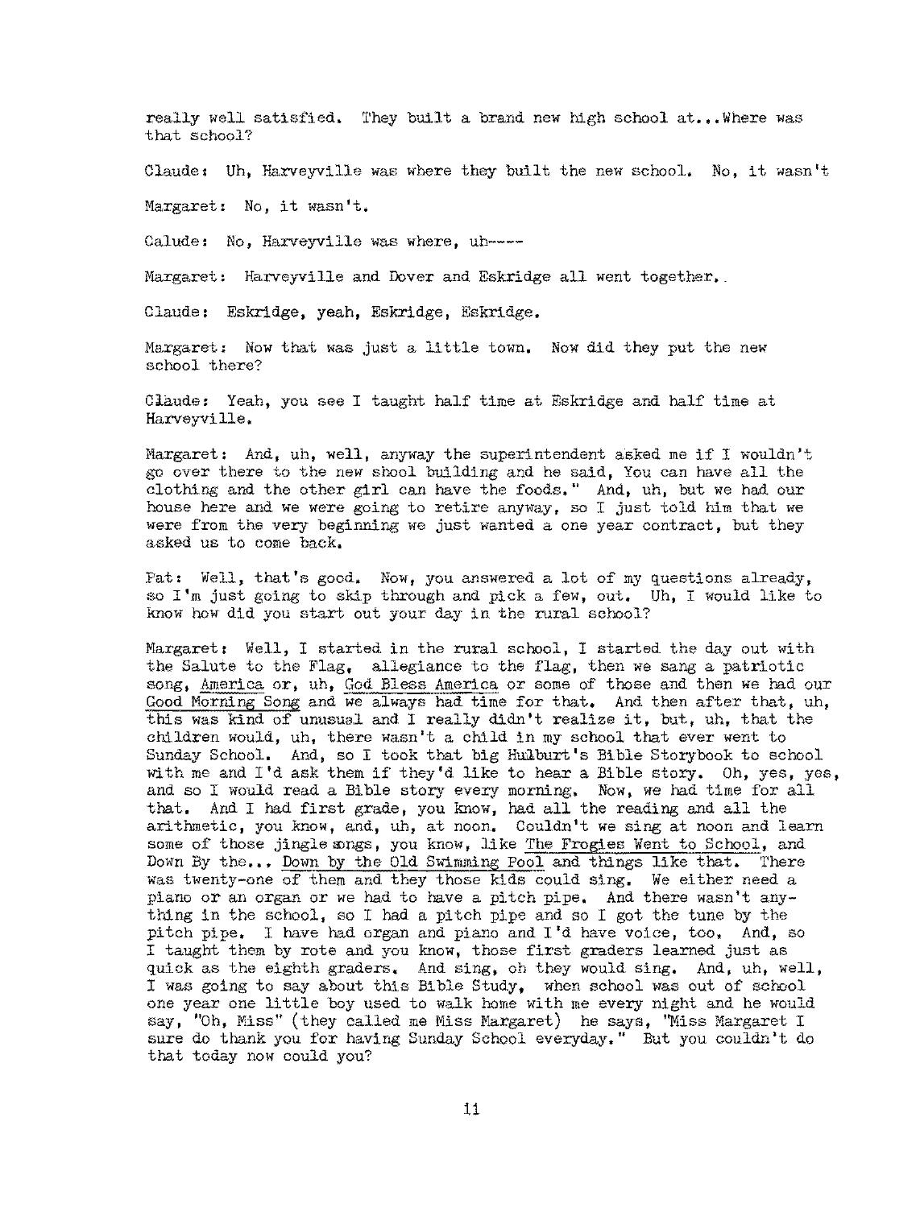really well satisfied. They built a brand new high school at...Where was that school?

Claude: Uh, Harveyville was where they built the new school. No, it wasn't

Margaret: No, it wasn't.

Calude: No, Harveyville was where, uh----

Margaret: Harveyville and Dover and Eskridge all went together.

Claude: Eskridge, yeah, Eskridge, Eskridge.

Margaret: Now that was just a little town. Now did they put the new school there?

Claude: Yeah, you see I taught half time at Eskridge and half time at Harveyville.

Margaret: And, uh, well, anyway the superintendent asked me if I wouldn't go over there to the new shool building and he said, You can have all the clothing and the other girl can have the foods." And, uh, but we had our house here and we were going to retire anyway, so I just told him that we were from the very beginning we just wanted a one year contract, but they asked us to come back.

Pat: Well, that's good. Now, you answered a lot of my questions already, so I'm just going to skip through and pick a few, out. Uh, I would like to know how did you start out your day in the rural school?

Margaret: Well, I started in the rural school, I started the day out with the Salute to the Flag, allegiance to the flag, then we sang a patriotic song, America or, uh, God Bless America or some of those and then we had our Good Morning Song and we always had time for that. And then after that, uh, this was kind of unusual and I really didn't realize it, but, uh, that the children would, uh, there wasn't a child in my school that ever went to Sunday School. And, so I took that big Hulburt's Bible Storybook to school with me and I'd ask them if they'd like to hear a Bible story. Oh, yes, yes, and so I would read a Bible story every morning. Now, we had time for all that. And I had first grade, you know, had all the reading and all the arithmetic, you know, and, uh, at noon. Couldn't we sing at noon and learn some of those jingle songs, you know, like The Frogies Went to School, and Down By the... Down by the Old Swimming Pool and things like that. There was twenty-one of them and they those kids could sing. We either need a piano or an organ or we had to have a pitch pipe. And there wasn't anything in the school, so I had a pitch pipe and so I got the tune by the pitch pipe. I have had organ and piano and I'd have voice, too. And, so I taught them by rote and you know, those first graders learned just as quick as the eighth graders. And sing, oh they would sing. And, uh, well, I was going to say about this Bible Study, when school was out of school one year one little boy used to walk home with me every night and he would say, "Oh, Miss" (they called me Miss Margaret) he says, "Miss Margaret I sure do thank you for having Sunday School everyday." But you couldn't do that today now could you?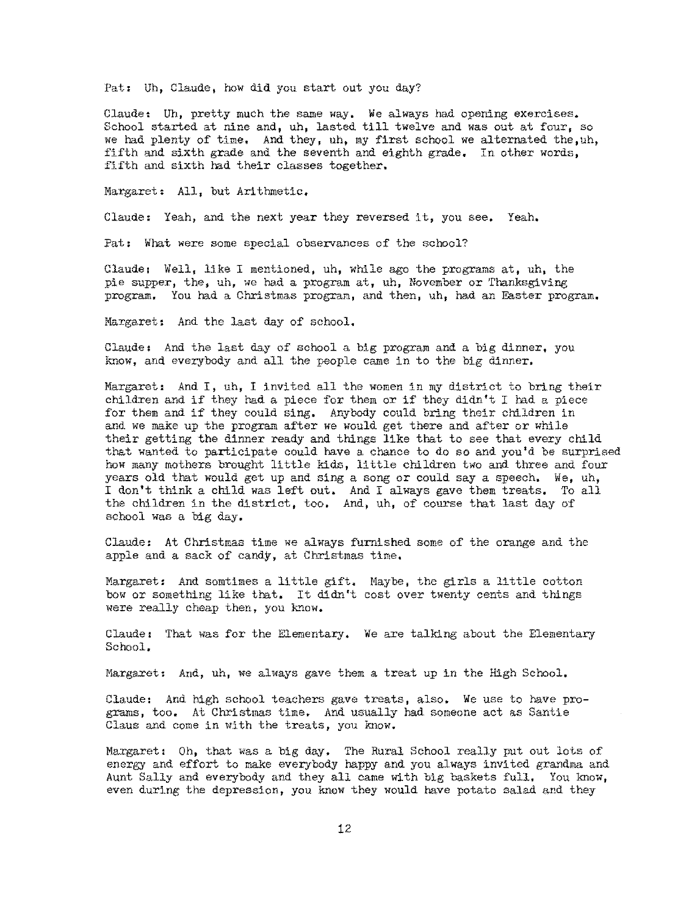Pat: Uh, Claude, how did you start out you day?

Claude: Uh, pretty much the same way. We always had opening exercises. School started at nine and, uh, lasted till twelve and was out at four, so we had plenty of time. And they, uh, my first school we alternated the,uh, fifth and sixth grade and the seventh and eighth grade. In other words, fifth and sixth had their classes together.

Margaret: All, but Arithmetic.

Claude: Yeah, and the next year they reversed it, you see. Yeah.

Pat: What were some special observances of the school?

Claude: Well, like I mentioned, uh, while ago the programs at, uh, the pie supper, the, uh, we had a program at, uh, November or Thanksgiving program. You had a Christmas program, and then, uh, had an Easter program.

Margaret: And the last day of school.

Claude: And the last day of school a big program and a big dinner, you know, and everybody and all the people came in to the big dinner.

Margaret: And I, uh, I invited all the women in my district to bring their children and if they had a piece for them or if they didn't I had a piece for them and if they could sing. Anybody could bring their children in and we make up the program after we would get there and after or while their getting the dinner ready and things like that to see that every child that wanted to participate could have a chance to do so and you'd be surprised how many mothers brought little kids, little children two and three and four years old that would get up and sing a song or could say a speech. We, uh, I don't think a child was left out. And I always gave them treats. To all the children in the district, too. And, uh, of course that last day of school was a big day.

Claude: At Christmas time we always furnished some of the orange and the apple and a sack of candy, at Christmas time.

Margaret: And somtimes a little gift. Maybe, the girls a little cotton bow or something like that. It didn't cost over twenty cents and things were really cheap then, you know.

Claude: That was for the Elementary. We are talking about the Elementary School.

Margaret: And, uh, we always gave them a treat up in the High School.

Claude: And high school teachers gave treats, also. We use to have programs, too. At Christmas time. And usually had someone act as Santie Claus and come in with the treats, you know.

Margaret: Oh, that was a big day. The Rural School really put out lots of energy and effort to make everybody happy and you always invited grandma and Aunt Sally and everybody and they all came with big baskets full. You know, even during the depression, you knew they would have potato salad and they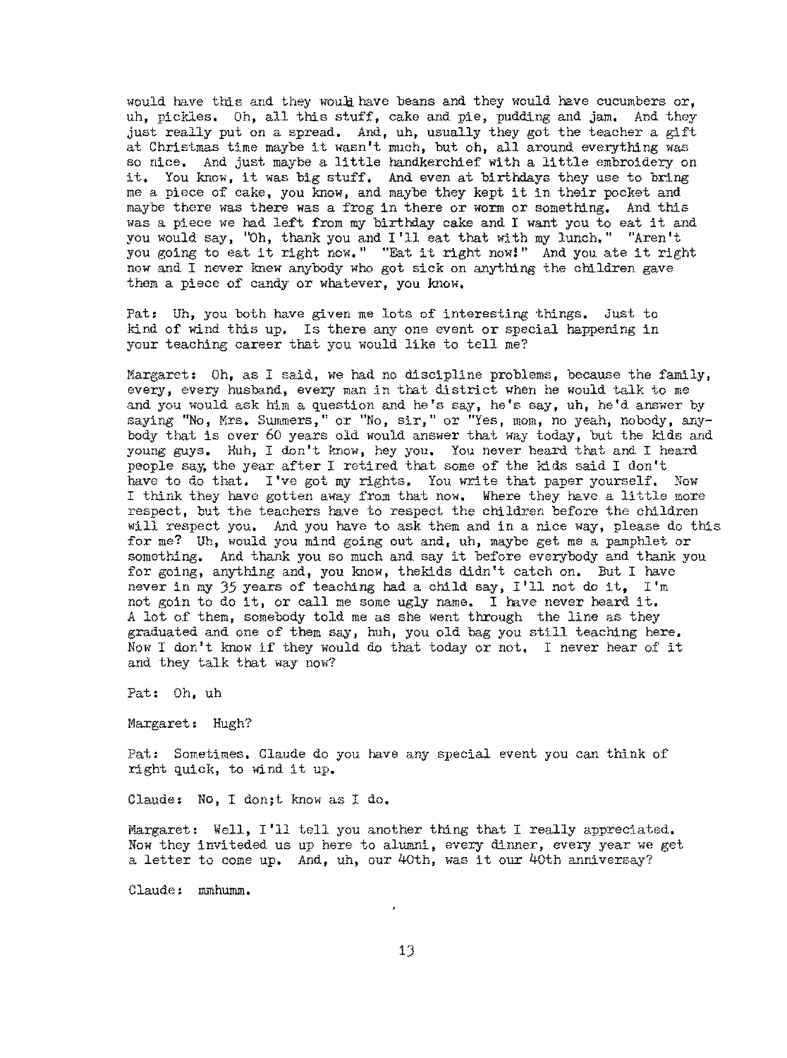would have this and they would have beans and they would have cucumbers or, uh, pickles. Oh, all this stuff, cake and pie, pudding and jam. And they just really put on a spread. And, uh, usually they got the teacher a gift at Christmas time maybe it wasn't much, but oh, all around everything was so nice. And just maybe a little handkerchief with a little embroidery on it. You know, it was big stuff. And even at birthdays they use to bring me a piece of cake, you know, and maybe they kept it in their pocket and maybe there was there was a frog in there or worm or something. And this was a piece we had left from my birthday cake and I want you to eat it and you would say, "Oh, thank you and I'll eat that with my lunch." "Aren't you going to eat it right now." "Eat it right now!" And you ate it right now and I never knew anybody who got sick on anything the children gave them a piece of candy or whatever, you know.

Pat: Uh, you both have given me lots of interesting things. Just to kind of wind this up. Is there any one event or special happening in your teaching career that you would like to tell me?

Margaret: Oh, as I said, we had no discipline problems, because the family, every, every husband, every man in that district when he would talk to me and you would ask him a question and he's say, he's say, uh, he'd answer by saying "No, Mrs. Summers," or "No, sir," or "Yes, mom, no yeah, nobody, anybody that is over 60 years old would answer that way today, but the kids and young guys. Huh, I don't know, hey you. You never heard that and I heard people say, the year after I retired that some of the kids said I don't have to do that. I've got my rights. You write that paper yourself. Now I think they have gotten away from that now. Where they have a little more respect, but the teachers have to respect the children before the children will respect you. And you have to ask them and in a nice way, please do this for me? Uh, would you mind going out and, uh, maybe get me a pamphlet or something. And thank you so much and say it before everybody and thank you for going, anything and, you know, thekids didn't catch on. But I have never in my 35 years of teaching had a child say, I'll not do it, I'm not goin to do it, or call me some ugly name. I have never heard it. A lot of them, somebody told me as she went through the line as they graduated and one of them say, huh, you old bag you still teaching here. Now I don't know if they would do that today or not. I never hear of it and they talk that way now?

Pat: Oh, uh

Margaret: Hugh?

Pat: Sometimes. Claude do you have any special event you can think of right quick, to wind it up.

Claude: No, I don;t know as I do.

Margaret: Well, I'll tell you another thing that I really appreciated. Now they inviteded us up here to alumni, every dinner, every year we get a letter to come up. And, uh, our 40th, was it our 40th anniversay?

Claude: mmhumm.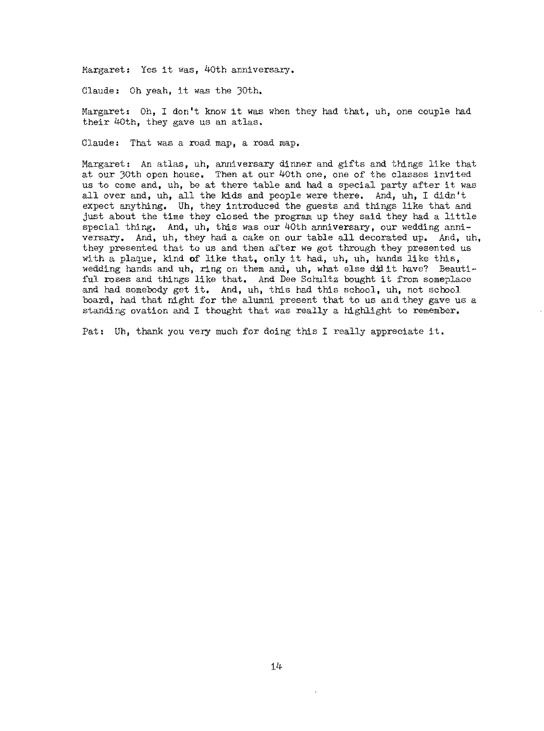Margaret: Yes it was, 40th anniversary.

Claude: Oh yeah, it was the 30th.

Margaret: Oh, I don't know it was when they had that, uh, one couple had their 40th, they gave us an atlas.

Claude: That was a road map, a road map.

Margaret: An atlas, uh, anniversary dinner and gifts and things like that at our 30th open house. Then at our 40th one, one of the classes invited us to come and, uh, be at there table and had a special party after it was all over and, uh, all the kids and people were there. And, uh, I didn't expect anything. Uh, they introduced the guests and things like that and just about the time they closed the program up they said they had a little special thing. And, uh, this was our 40th anniversary, our wedding anniversary. And, uh, they had a cake on our table all decorated up. And, uh, they presented that to us and then after we got through they presented us with a plaque, kind of like that, only it had, uh, uh, hands like this, wedding hands and uh, ring on them and, uh, what else did it have? Beautiful roses and things like that. And Dee Schultz bought it from someplace and had somebody get it. And, uh, this had this school, uh, not school board, had that night for the alumni present that to us and they gave us a standing ovation and I thought that was really a highlight to remember.

Pat: Uh, thank you very much for doing this I really appreciate it.